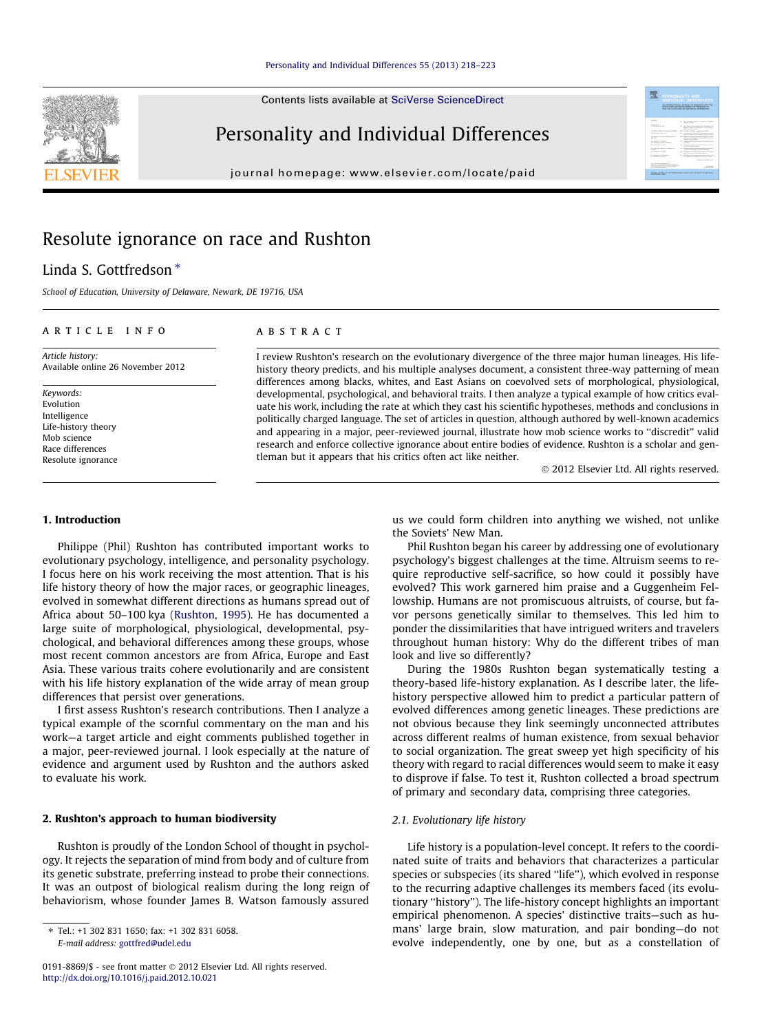Contents lists available at SciVerse ScienceDirect

# Personality and Individual Differences

journal homepage: www.elsevier.com/locate/paid

# Resolute ignorance on race and Rushton

Linda S. Gottfredson *

School of Education, University of Delaware, Newark, DE 19716, USA

**ARTICLE INFO**

*Article history:*
Available online 26 November 2012

*Keywords:*
Evolution
Intelligence
Life-history theory
Mob science
Race differences
Resolute ignorance

**ABSTRACT**

I review Rushton's research on the evolutionary divergence of the three major human lineages. His life-history theory predicts, and his multiple analyses document, a consistent three-way patterning of mean differences among blacks, whites, and East Asians on coevolved sets of morphological, physiological, developmental, psychological, and behavioral traits. I then analyze a typical example of how critics evaluate his work, including the rate at which they cast his scientific hypotheses, methods and conclusions in politically charged language. The set of articles in question, although authored by well-known academics and appearing in a major, peer-reviewed journal, illustrate how mob science works to ''discredit'' valid research and enforce collective ignorance about entire bodies of evidence. Rushton is a scholar and gentleman but it appears that his critics often act like neither.

© 2012 Elsevier Ltd. All rights reserved.

## 1. Introduction

Philippe (Phil) Rushton has contributed important works to evolutionary psychology, intelligence, and personality psychology. I focus here on his work receiving the most attention. That is his life history theory of how the major races, or geographic lineages, evolved in somewhat different directions as humans spread out of Africa about 50–100 kya (Rushton, 1995). He has documented a large suite of morphological, physiological, developmental, psychological, and behavioral differences among these groups, whose most recent common ancestors are from Africa, Europe and East Asia. These various traits cohere evolutionarily and are consistent with his life history explanation of the wide array of mean group differences that persist over generations.

I first assess Rushton's research contributions. Then I analyze a typical example of the scornful commentary on the man and his work—a target article and eight comments published together in a major, peer-reviewed journal. I look especially at the nature of evidence and argument used by Rushton and the authors asked to evaluate his work.

## 2. Rushton's approach to human biodiversity

Rushton is proudly of the London School of thought in psychology. It rejects the separation of mind from body and of culture from its genetic substrate, preferring instead to probe their connections. It was an outpost of biological realism during the long reign of behaviorism, whose founder James B. Watson famously assured us we could form children into anything we wished, not unlike the Soviets' New Man.

Phil Rushton began his career by addressing one of evolutionary psychology's biggest challenges at the time. Altruism seems to require reproductive self-sacrifice, so how could it possibly have evolved? This work garnered him praise and a Guggenheim Fellowship. Humans are not promiscuous altruists, of course, but favor persons genetically similar to themselves. This led him to ponder the dissimilarities that have intrigued writers and travelers throughout human history: Why do the different tribes of man look and live so differently?

During the 1980s Rushton began systematically testing a theory-based life-history explanation. As I describe later, the life-history perspective allowed him to predict a particular pattern of evolved differences among genetic lineages. These predictions are not obvious because they link seemingly unconnected attributes across different realms of human existence, from sexual behavior to social organization. The great sweep yet high specificity of his theory with regard to racial differences would seem to make it easy to disprove if false. To test it, Rushton collected a broad spectrum of primary and secondary data, comprising three categories.

### 2.1. Evolutionary life history

Life history is a population-level concept. It refers to the coordinated suite of traits and behaviors that characterizes a particular species or subspecies (its shared ''life''), which evolved in response to the recurring adaptive challenges its members faced (its evolutionary ''history''). The life-history concept highlights an important empirical phenomenon. A species' distinctive traits—such as humans' large brain, slow maturation, and pair bonding—do not evolve independently, one by one, but as a constellation of

---

* Tel.: +1 302 831 1650; fax: +1 302 831 6058.
*E-mail address:* gottfred@udel.edu

0191-8869/$ - see front matter © 2012 Elsevier Ltd. All rights reserved.
http://dx.doi.org/10.1016/j.paid.2012.10.021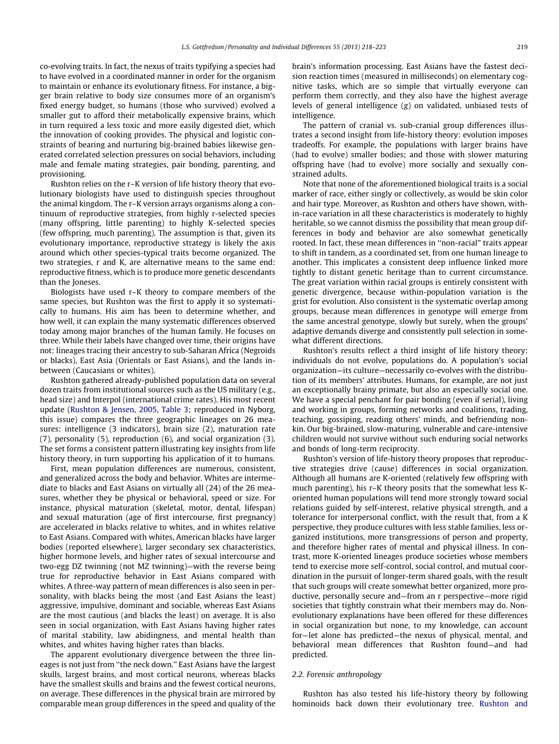co-evolving traits. In fact, the nexus of traits typifying a species had to have evolved in a coordinated manner in order for the organism to maintain or enhance its evolutionary fitness. For instance, a bigger brain relative to body size consumes more of an organism's fixed energy budget, so humans (those who survived) evolved a smaller gut to afford their metabolically expensive brains, which in turn required a less toxic and more easily digested diet, which the innovation of cooking provides. The physical and logistic constraints of bearing and nurturing big-brained babies likewise generated correlated selection pressures on social behaviors, including male and female mating strategies, pair bonding, parenting, and provisioning.

Rushton relies on the r–K version of life history theory that evolutionary biologists have used to distinguish species throughout the animal kingdom. The r–K version arrays organisms along a continuum of reproductive strategies, from highly r-selected species (many offspring, little parenting) to highly K-selected species (few offspring, much parenting). The assumption is that, given its evolutionary importance, reproductive strategy is likely the axis around which other species-typical traits become organized. The two strategies, r and K, are alternative means to the same end: reproductive fitness, which is to produce more genetic descendants than the Joneses.

Biologists have used r–K theory to compare members of the same species, but Rushton was the first to apply it so systematically to humans. His aim has been to determine whether, and how well, it can explain the many systematic differences observed today among major branches of the human family. He focuses on three. While their labels have changed over time, their origins have not: lineages tracing their ancestry to sub-Saharan Africa (Negroids or blacks), East Asia (Orientals or East Asians), and the lands in-between (Caucasians or whites).

Rushton gathered already-published population data on several dozen traits from institutional sources such as the US military (e.g., head size) and Interpol (international crime rates). His most recent update (Rushton & Jensen, 2005, Table 3; reproduced in Nyborg, this issue) compares the three geographic lineages on 26 measures: intelligence (3 indicators), brain size (2), maturation rate (7), personality (5), reproduction (6), and social organization (3). The set forms a consistent pattern illustrating key insights from life history theory, in turn supporting his application of it to humans.

First, mean population differences are numerous, consistent, and generalized across the body and behavior. Whites are intermediate to blacks and East Asians on virtually all (24) of the 26 measures, whether they be physical or behavioral, speed or size. For instance, physical maturation (skeletal, motor, dental, lifespan) and sexual maturation (age of first intercourse, first pregnancy) are accelerated in blacks relative to whites, and in whites relative to East Asians. Compared with whites, American blacks have larger bodies (reported elsewhere), larger secondary sex characteristics, higher hormone levels, and higher rates of sexual intercourse and two-egg DZ twinning (not MZ twinning)—with the reverse being true for reproductive behavior in East Asians compared with whites. A three-way pattern of mean differences is also seen in personality, with blacks being the most (and East Asians the least) aggressive, impulsive, dominant and sociable, whereas East Asians are the most cautious (and blacks the least) on average. It is also seen in social organization, with East Asians having higher rates of marital stability, law abidingness, and mental health than whites, and whites having higher rates than blacks.

The apparent evolutionary divergence between the three lineages is not just from "the neck down." East Asians have the largest skulls, largest brains, and most cortical neurons, whereas blacks have the smallest skulls and brains and the fewest cortical neurons, on average. These differences in the physical brain are mirrored by comparable mean group differences in the speed and quality of the brain's information processing. East Asians have the fastest decision reaction times (measured in milliseconds) on elementary cognitive tasks, which are so simple that virtually everyone can perform them correctly, and they also have the highest average levels of general intelligence (*g*) on validated, unbiased tests of intelligence.

The pattern of cranial vs. sub-cranial group differences illustrates a second insight from life-history theory: evolution imposes tradeoffs. For example, the populations with larger brains have (had to evolve) smaller bodies; and those with slower maturing offspring have (had to evolve) more socially and sexually constrained adults.

Note that none of the aforementioned biological traits is a social marker of race, either singly or collectively, as would be skin color and hair type. Moreover, as Rushton and others have shown, within-race variation in all these characteristics is moderately to highly heritable, so we cannot dismiss the possibility that mean group differences in body and behavior are also somewhat genetically rooted. In fact, these mean differences in "non-racial" traits appear to shift in tandem, as a coordinated set, from one human lineage to another. This implicates a consistent deep influence linked more tightly to distant genetic heritage than to current circumstance. The great variation within racial groups is entirely consistent with genetic divergence, because within-population variation is the grist for evolution. Also consistent is the systematic overlap among groups, because mean differences in genotype will emerge from the same ancestral genotype, slowly but surely, when the groups' adaptive demands diverge and consistently pull selection in somewhat different directions.

Rushton's results reflect a third insight of life history theory: individuals do not evolve, populations do. A population's social organization—its culture—necessarily co-evolves with the distribution of its members' attributes. Humans, for example, are not just an exceptionally brainy primate, but also an especially social one. We have a special penchant for pair bonding (even if serial), living and working in groups, forming networks and coalitions, trading, teaching, gossiping, reading others' minds, and befriending non-kin. Our big-brained, slow-maturing, vulnerable and care-intensive children would not survive without such enduring social networks and bonds of long-term reciprocity.

Rushton's version of life-history theory proposes that reproductive strategies drive (cause) differences in social organization. Although all humans are K-oriented (relatively few offspring with much parenting), his r–K theory posits that the somewhat less K-oriented human populations will tend more strongly toward social relations guided by self-interest, relative physical strength, and a tolerance for interpersonal conflict, with the result that, from a K perspective, they produce cultures with less stable families, less organized institutions, more transgressions of person and property, and therefore higher rates of mental and physical illness. In contrast, more K-oriented lineages produce societies whose members tend to exercise more self-control, social control, and mutual coordination in the pursuit of longer-term shared goals, with the result that such groups will create somewhat better organized, more productive, personally secure and—from an r perspective—more rigid societies that tightly constrain what their members may do. Non-evolutionary explanations have been offered for these differences in social organization but none, to my knowledge, can account for—let alone has predicted—the nexus of physical, mental, and behavioral mean differences that Rushton found—and had predicted.

### 2.2. Forensic anthropology

Rushton has also tested his life-history theory by following hominoids back down their evolutionary tree. Rushton and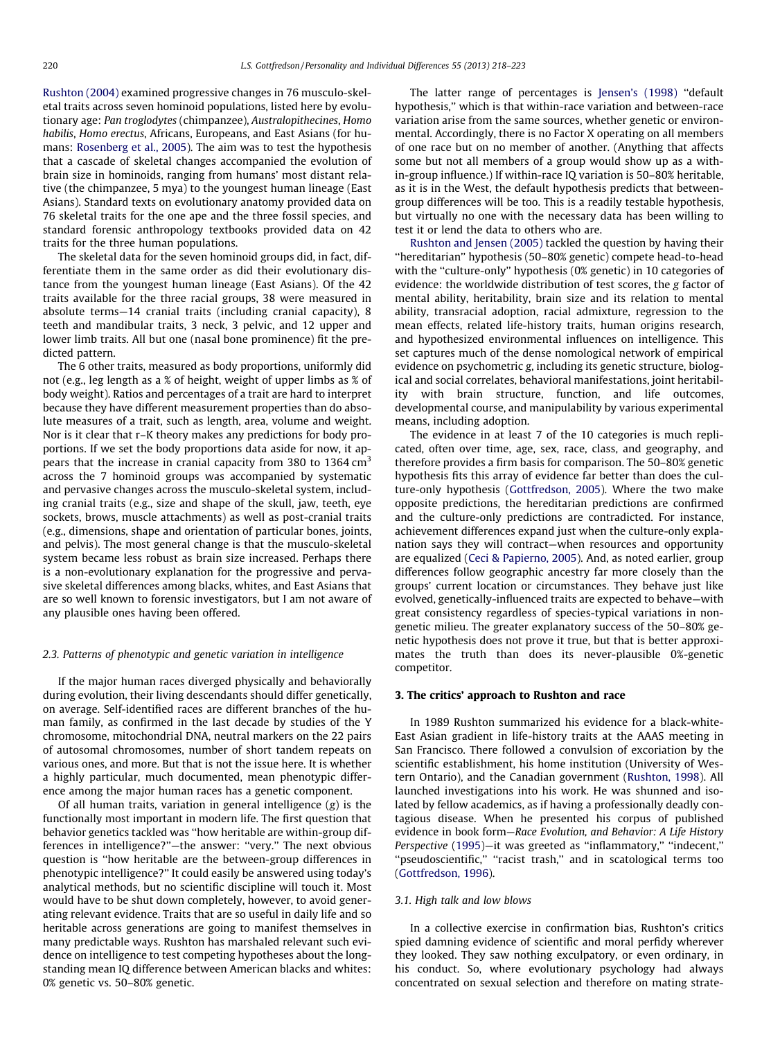Rushton (2004) examined progressive changes in 76 musculo-skeletal traits across seven hominoid populations, listed here by evolutionary age: *Pan troglodytes* (chimpanzee), *Australopithecines*, *Homo habilis*, *Homo erectus*, Africans, Europeans, and East Asians (for humans: Rosenberg et al., 2005). The aim was to test the hypothesis that a cascade of skeletal changes accompanied the evolution of brain size in hominoids, ranging from humans' most distant relative (the chimpanzee, 5 mya) to the youngest human lineage (East Asians). Standard texts on evolutionary anatomy provided data on 76 skeletal traits for the one ape and the three fossil species, and standard forensic anthropology textbooks provided data on 42 traits for the three human populations.

The skeletal data for the seven hominoid groups did, in fact, differentiate them in the same order as did their evolutionary distance from the youngest human lineage (East Asians). Of the 42 traits available for the three racial groups, 38 were measured in absolute terms—14 cranial traits (including cranial capacity), 8 teeth and mandibular traits, 3 neck, 3 pelvic, and 12 upper and lower limb traits. All but one (nasal bone prominence) fit the predicted pattern.

The 6 other traits, measured as body proportions, uniformly did not (e.g., leg length as a % of height, weight of upper limbs as % of body weight). Ratios and percentages of a trait are hard to interpret because they have different measurement properties than do absolute measures of a trait, such as length, area, volume and weight. Nor is it clear that r–K theory makes any predictions for body proportions. If we set the body proportions data aside for now, it appears that the increase in cranial capacity from 380 to 1364 $cm^3$ across the 7 hominoid groups was accompanied by systematic and pervasive changes across the musculo-skeletal system, including cranial traits (e.g., size and shape of the skull, jaw, teeth, eye sockets, brows, muscle attachments) as well as post-cranial traits (e.g., dimensions, shape and orientation of particular bones, joints, and pelvis). The most general change is that the musculo-skeletal system became less robust as brain size increased. Perhaps there is a non-evolutionary explanation for the progressive and pervasive skeletal differences among blacks, whites, and East Asians that are so well known to forensic investigators, but I am not aware of any plausible ones having been offered.

### 2.3. Patterns of phenotypic and genetic variation in intelligence

If the major human races diverged physically and behaviorally during evolution, their living descendants should differ genetically, on average. Self-identified races are different branches of the human family, as confirmed in the last decade by studies of the Y chromosome, mitochondrial DNA, neutral markers on the 22 pairs of autosomal chromosomes, number of short tandem repeats on various ones, and more. But that is not the issue here. It is whether a highly particular, much documented, mean phenotypic difference among the major human races has a genetic component.

Of all human traits, variation in general intelligence (*g*) is the functionally most important in modern life. The first question that behavior genetics tackled was "how heritable are within-group differences in intelligence?"—the answer: "very." The next obvious question is "how heritable are the between-group differences in phenotypic intelligence?" It could easily be answered using today's analytical methods, but no scientific discipline will touch it. Most would have to be shut down completely, however, to avoid generating relevant evidence. Traits that are so useful in daily life and so heritable across generations are going to manifest themselves in many predictable ways. Rushton has marshaled relevant such evidence on intelligence to test competing hypotheses about the long-standing mean IQ difference between American blacks and whites: 0% genetic vs. 50–80% genetic.

The latter range of percentages is Jensen's (1998) "default hypothesis," which is that within-race variation and between-race variation arise from the same sources, whether genetic or environmental. Accordingly, there is no Factor X operating on all members of one race but on no member of another. (Anything that affects some but not all members of a group would show up as a within-group influence.) If within-race IQ variation is 50–80% heritable, as it is in the West, the default hypothesis predicts that between-group differences will be too. This is a readily testable hypothesis, but virtually no one with the necessary data has been willing to test it or lend the data to others who are.

Rushton and Jensen (2005) tackled the question by having their "hereditarian" hypothesis (50–80% genetic) compete head-to-head with the "culture-only" hypothesis (0% genetic) in 10 categories of evidence: the worldwide distribution of test scores, the *g* factor of mental ability, heritability, brain size and its relation to mental ability, transracial adoption, racial admixture, regression to the mean effects, related life-history traits, human origins research, and hypothesized environmental influences on intelligence. This set captures much of the dense nomological network of empirical evidence on psychometric *g*, including its genetic structure, biological and social correlates, behavioral manifestations, joint heritability with brain structure, function, and life outcomes, developmental course, and manipulability by various experimental means, including adoption.

The evidence in at least 7 of the 10 categories is much replicated, often over time, age, sex, race, class, and geography, and therefore provides a firm basis for comparison. The 50–80% genetic hypothesis fits this array of evidence far better than does the culture-only hypothesis (Gottfredson, 2005). Where the two make opposite predictions, the hereditarian predictions are confirmed and the culture-only predictions are contradicted. For instance, achievement differences expand just when the culture-only explanation says they will contract—when resources and opportunity are equalized (Ceci & Papierno, 2005). And, as noted earlier, group differences follow geographic ancestry far more closely than the groups' current location or circumstances. They behave just like evolved, genetically-influenced traits are expected to behave—with great consistency regardless of species-typical variations in non-genetic milieu. The greater explanatory success of the 50–80% genetic hypothesis does not prove it true, but that is better approximates the truth than does its never-plausible 0%-genetic competitor.

## 3. The critics' approach to Rushton and race

In 1989 Rushton summarized his evidence for a black-white-East Asian gradient in life-history traits at the AAAS meeting in San Francisco. There followed a convulsion of excoriation by the scientific establishment, his home institution (University of Western Ontario), and the Canadian government (Rushton, 1998). All launched investigations into his work. He was shunned and isolated by fellow academics, as if having a professionally deadly contagious disease. When he presented his corpus of published evidence in book form—*Race Evolution, and Behavior: A Life History Perspective* (1995)—it was greeted as "inflammatory," "indecent," "pseudoscientific," "racist trash," and in scatological terms too (Gottfredson, 1996).

### 3.1. High talk and low blows

In a collective exercise in confirmation bias, Rushton's critics spied damning evidence of scientific and moral perfidy wherever they looked. They saw nothing exculpatory, or even ordinary, in his conduct. So, where evolutionary psychology had always concentrated on sexual selection and therefore on mating strate-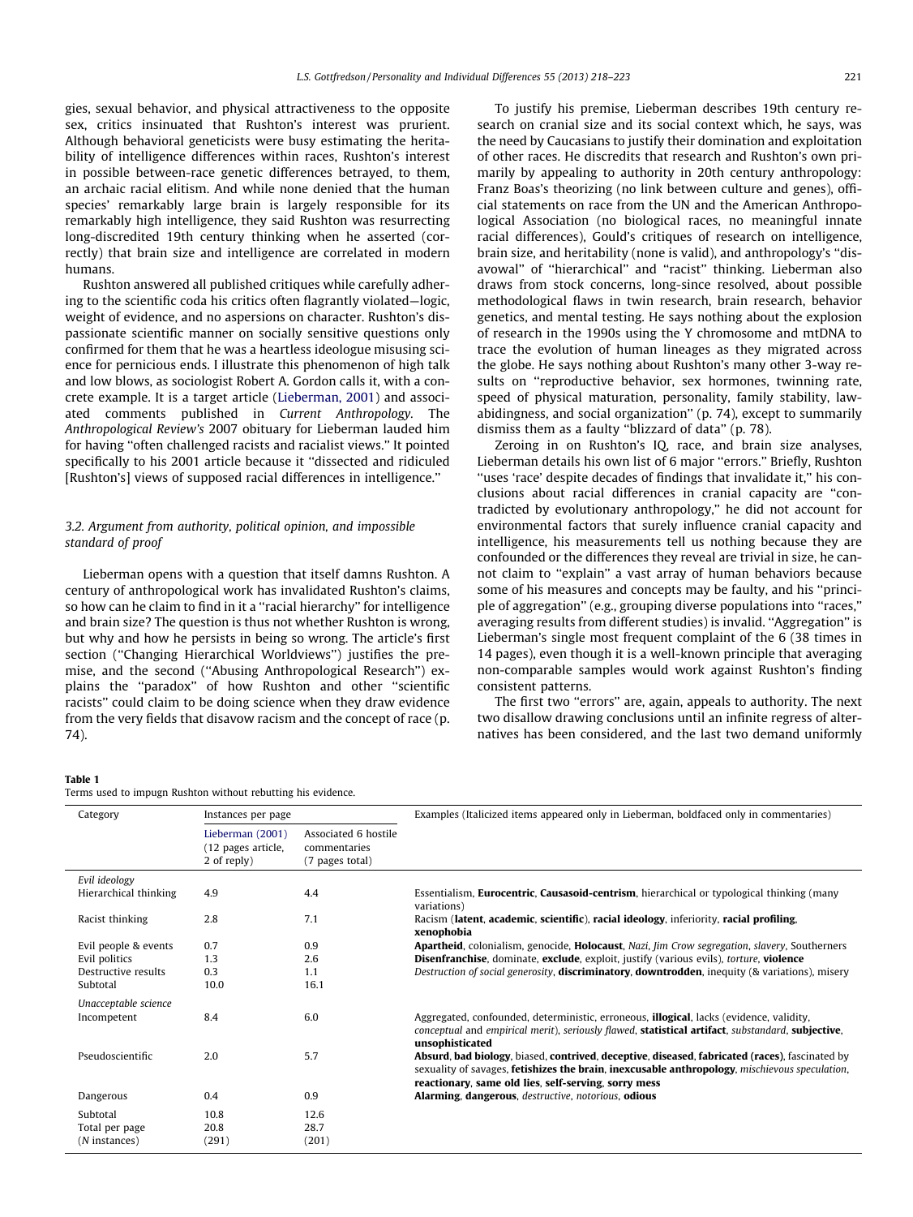gies, sexual behavior, and physical attractiveness to the opposite sex, critics insinuated that Rushton's interest was prurient. Although behavioral geneticists were busy estimating the heritability of intelligence differences within races, Rushton's interest in possible between-race genetic differences betrayed, to them, an archaic racial elitism. And while none denied that the human species' remarkably large brain is largely responsible for its remarkably high intelligence, they said Rushton was resurrecting long-discredited 19th century thinking when he asserted (correctly) that brain size and intelligence are correlated in modern humans.

Rushton answered all published critiques while carefully adhering to the scientific coda his critics often flagrantly violated—logic, weight of evidence, and no aspersions on character. Rushton's dispassionate scientific manner on socially sensitive questions only confirmed for them that he was a heartless ideologue misusing science for pernicious ends. I illustrate this phenomenon of high talk and low blows, as sociologist Robert A. Gordon calls it, with a concrete example. It is a target article (Lieberman, 2001) and associated comments published in *Current Anthropology*. The *Anthropological Review's* 2007 obituary for Lieberman lauded him for having "often challenged racists and racialist views." It pointed specifically to his 2001 article because it "dissected and ridiculed [Rushton's] views of supposed racial differences in intelligence."

### 3.2. Argument from authority, political opinion, and impossible standard of proof

Lieberman opens with a question that itself damns Rushton. A century of anthropological work has invalidated Rushton's claims, so how can he claim to find in it a "racial hierarchy" for intelligence and brain size? The question is thus not whether Rushton is wrong, but why and how he persists in being so wrong. The article's first section ("Changing Hierarchical Worldviews") justifies the premise, and the second ("Abusing Anthropological Research") explains the "paradox" of how Rushton and other "scientific racists" could claim to be doing science when they draw evidence from the very fields that disavow racism and the concept of race (p. 74).

To justify his premise, Lieberman describes 19th century research on cranial size and its social context which, he says, was the need by Caucasians to justify their domination and exploitation of other races. He discredits that research and Rushton's own primarily by appealing to authority in 20th century anthropology: Franz Boas's theorizing (no link between culture and genes), official statements on race from the UN and the American Anthropological Association (no biological races, no meaningful innate racial differences), Gould's critiques of research on intelligence, brain size, and heritability (none is valid), and anthropology's "disavowal" of "hierarchical" and "racist" thinking. Lieberman also draws from stock concerns, long-since resolved, about possible methodological flaws in twin research, brain research, behavior genetics, and mental testing. He says nothing about the explosion of research in the 1990s using the Y chromosome and mtDNA to trace the evolution of human lineages as they migrated across the globe. He says nothing about Rushton's many other 3-way results on "reproductive behavior, sex hormones, twinning rate, speed of physical maturation, personality, family stability, law-abidingness, and social organization" (p. 74), except to summarily dismiss them as a faulty "blizzard of data" (p. 78).

Zeroing in on Rushton's IQ, race, and brain size analyses, Lieberman details his own list of 6 major "errors." Briefly, Rushton "uses 'race' despite decades of findings that invalidate it," his conclusions about racial differences in cranial capacity are "contradicted by evolutionary anthropology," he did not account for environmental factors that surely influence cranial capacity and intelligence, his measurements tell us nothing because they are confounded or the differences they reveal are trivial in size, he cannot claim to "explain" a vast array of human behaviors because some of his measures and concepts may be faulty, and his "principle of aggregation" (e.g., grouping diverse populations into "races," averaging results from different studies) is invalid. "Aggregation" is Lieberman's single most frequent complaint of the 6 (38 times in 14 pages), even though it is a well-known principle that averaging non-comparable samples would work against Rushton's finding consistent patterns.

The first two "errors" are, again, appeals to authority. The next two disallow drawing conclusions until an infinite regress of alternatives has been considered, and the last two demand uniformly

**Table 1**
Terms used to impugn Rushton without rebutting his evidence.

| Category | Instances per page | | Examples (Italicized items appeared only in Lieberman, boldfaced only in commentaries) |
|---|---|---|---|
| | Lieberman (2001) (12 pages article, 2 of reply) | Associated 6 hostile commentaries (7 pages total) | |
| *Evil ideology* | | | |
| Hierarchical thinking | 4.9 | 4.4 | Essentialism, **Eurocentric**, **Causasoid-centrism**, hierarchical or typological thinking (many variations) |
| Racist thinking | 2.8 | 7.1 | Racism (**latent**, **academic**, **scientific**), **racial ideology**, inferiority, **racial profiling**, **xenophobia** |
| Evil people & events | 0.7 | 0.9 | **Apartheid**, colonialism, genocide, **Holocaust**, *Nazi*, *Jim Crow segregation*, *slavery*, Southerners |
| Evil politics | 1.3 | 2.6 | **Disenfranchise**, dominate, **exclude**, exploit, justify (various evils), *torture*, **violence** |
| Destructive results | 0.3 | 1.1 | *Destruction of social generosity*, **discriminatory**, **downtrodden**, inequity (& variations), misery |
| Subtotal | 10.0 | 16.1 | |
| *Unacceptable science* | | | |
| Incompetent | 8.4 | 6.0 | Aggregated, confounded, deterministic, erroneous, **illogical**, lacks (evidence, validity, *conceptual* and *empirical merit*), *seriously flawed*, **statistical artifact**, *substandard*, **subjective**, **unsophisticated** |
| Pseudoscientific | 2.0 | 5.7 | **Absurd**, **bad biology**, biased, **contrived**, **deceptive**, **diseased**, **fabricated (races)**, fascinated by sexuality of savages, **fetishizes the brain**, **inexcusable anthropology**, *mischievous speculation*, **reactionary**, **same old lies**, **self-serving**, **sorry mess** |
| Dangerous | 0.4 | 0.9 | **Alarming**, **dangerous**, *destructive*, *notorious*, **odious** |
| Subtotal | 10.8 | 12.6 | |
| Total per page | 20.8 | 28.7 | |
| (*N* instances) | (291) | (201) | |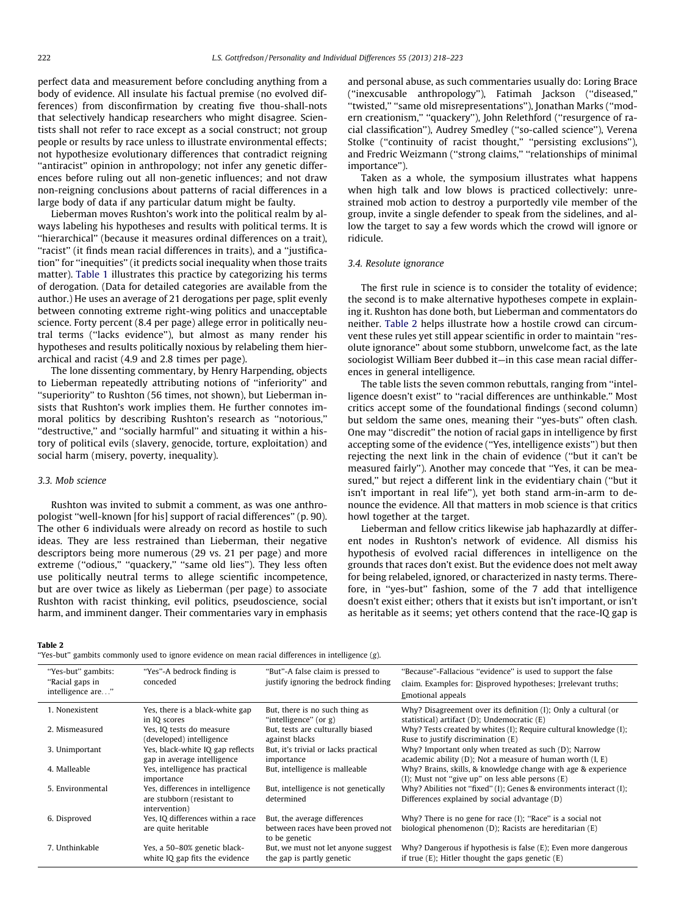perfect data and measurement before concluding anything from a body of evidence. All insulate his factual premise (no evolved differences) from disconfirmation by creating five thou-shall-nots that selectively handicap researchers who might disagree. Scientists shall not refer to race except as a social construct; not group people or results by race unless to illustrate environmental effects; not hypothesize evolutionary differences that contradict reigning "antiracist" opinion in anthropology; not infer any genetic differences before ruling out all non-genetic influences; and not draw non-reigning conclusions about patterns of racial differences in a large body of data if any particular datum might be faulty.

Lieberman moves Rushton's work into the political realm by always labeling his hypotheses and results with political terms. It is "hierarchical" (because it measures ordinal differences on a trait), "racist" (it finds mean racial differences in traits), and a "justification" for "inequities" (it predicts social inequality when those traits matter). Table 1 illustrates this practice by categorizing his terms of derogation. (Data for detailed categories are available from the author.) He uses an average of 21 derogations per page, split evenly between connoting extreme right-wing politics and unacceptable science. Forty percent (8.4 per page) allege error in politically neutral terms ("lacks evidence"), but almost as many render his hypotheses and results politically noxious by relabeling them hierarchical and racist (4.9 and 2.8 times per page).

The lone dissenting commentary, by Henry Harpending, objects to Lieberman repeatedly attributing notions of "inferiority" and "superiority" to Rushton (56 times, not shown), but Lieberman insists that Rushton's work implies them. He further connotes immoral politics by describing Rushton's research as "notorious," "destructive," and "socially harmful" and situating it within a history of political evils (slavery, genocide, torture, exploitation) and social harm (misery, poverty, inequality).

### 3.3. Mob science

Rushton was invited to submit a comment, as was one anthropologist "well-known [for his] support of racial differences" (p. 90). The other 6 individuals were already on record as hostile to such ideas. They are less restrained than Lieberman, their negative descriptors being more numerous (29 vs. 21 per page) and more extreme ("odious," "quackery," "same old lies"). They less often use politically neutral terms to allege scientific incompetence, but are over twice as likely as Lieberman (per page) to associate Rushton with racist thinking, evil politics, pseudoscience, social harm, and imminent danger. Their commentaries vary in emphasis and personal abuse, as such commentaries usually do: Loring Brace ("inexcusable anthropology"), Fatimah Jackson ("diseased," "twisted," "same old misrepresentations"), Jonathan Marks ("modern creationism," "quackery"), John Relethford ("resurgence of racial classification"), Audrey Smedley ("so-called science"), Verena Stolke ("continuity of racist thought," "persisting exclusions"), and Fredric Weizmann ("strong claims," "relationships of minimal importance").

Taken as a whole, the symposium illustrates what happens when high talk and low blows is practiced collectively: unrestrained mob action to destroy a purportedly vile member of the group, invite a single defender to speak from the sidelines, and allow the target to say a few words which the crowd will ignore or ridicule.

### 3.4. Resolute ignorance

The first rule in science is to consider the totality of evidence; the second is to make alternative hypotheses compete in explaining it. Rushton has done both, but Lieberman and commentators do neither. Table 2 helps illustrate how a hostile crowd can circumvent these rules yet still appear scientific in order to maintain "resolute ignorance" about some stubborn, unwelcome fact, as the late sociologist William Beer dubbed it—in this case mean racial differences in general intelligence.

The table lists the seven common rebuttals, ranging from "intelligence doesn't exist" to "racial differences are unthinkable." Most critics accept some of the foundational findings (second column) but seldom the same ones, meaning their "yes-buts" often clash. One may "discredit" the notion of racial gaps in intelligence by first accepting some of the evidence ("Yes, intelligence exists") but then rejecting the next link in the chain of evidence ("but it can't be measured fairly"). Another may concede that "Yes, it can be measured," but reject a different link in the evidentiary chain ("but it isn't important in real life"), yet both stand arm-in-arm to denounce the evidence. All that matters in mob science is that critics howl together at the target.

Lieberman and fellow critics likewise jab haphazardly at different nodes in Rushton's network of evidence. All dismiss his hypothesis of evolved racial differences in intelligence on the grounds that races don't exist. But the evidence does not melt away for being relabeled, ignored, or characterized in nasty terms. Therefore, in "yes-but" fashion, some of the 7 add that intelligence doesn't exist either; others that it exists but isn't important, or isn't as heritable as it seems; yet others contend that the race-IQ gap is

**Table 2**
"Yes-but" gambits commonly used to ignore evidence on mean racial differences in intelligence (*g*).

| "Yes-but" gambits: "Racial gaps in intelligence are…" | "Yes"-A bedrock finding is conceded | "But"-A false claim is pressed to justify ignoring the bedrock finding | "Because"-Fallacious "evidence" is used to support the false claim. Examples for: Disproved hypotheses; Irrelevant truths; Emotional appeals |
|---|---|---|---|
| 1. Nonexistent | Yes, there is a black-white gap in IQ scores | But, there is no such thing as "intelligence" (or g) | Why? Disagreement over its definition (I); Only a cultural (or statistical) artifact (D); Undemocratic (E) |
| 2. Mismeasured | Yes, IQ tests do measure (developed) intelligence | But, tests are culturally biased against blacks | Why? Tests created by whites (I); Require cultural knowledge (I); Ruse to justify discrimination (E) |
| 3. Unimportant | Yes, black-white IQ gap reflects gap in average intelligence | But, it's trivial or lacks practical importance | Why? Important only when treated as such (D); Narrow academic ability (D); Not a measure of human worth (I, E) |
| 4. Malleable | Yes, intelligence has practical importance | But, intelligence is malleable | Why? Brains, skills, & knowledge change with age & experience (I); Must not "give up" on less able persons (E) |
| 5. Environmental | Yes, differences in intelligence are stubborn (resistant to intervention) | But, intelligence is not genetically determined | Why? Abilities not "fixed" (I); Genes & environments interact (I); Differences explained by social advantage (D) |
| 6. Disproved | Yes, IQ differences within a race are quite heritable | But, the average differences between races have been proved not to be genetic | Why? There is no gene for race (I); "Race" is a social not biological phenomenon (D); Racists are hereditarian (E) |
| 7. Unthinkable | Yes, a 50–80% genetic black-white IQ gap fits the evidence | But, we must not let anyone suggest the gap is partly genetic | Why? Dangerous if hypothesis is false (E); Even more dangerous if true (E); Hitler thought the gaps genetic (E) |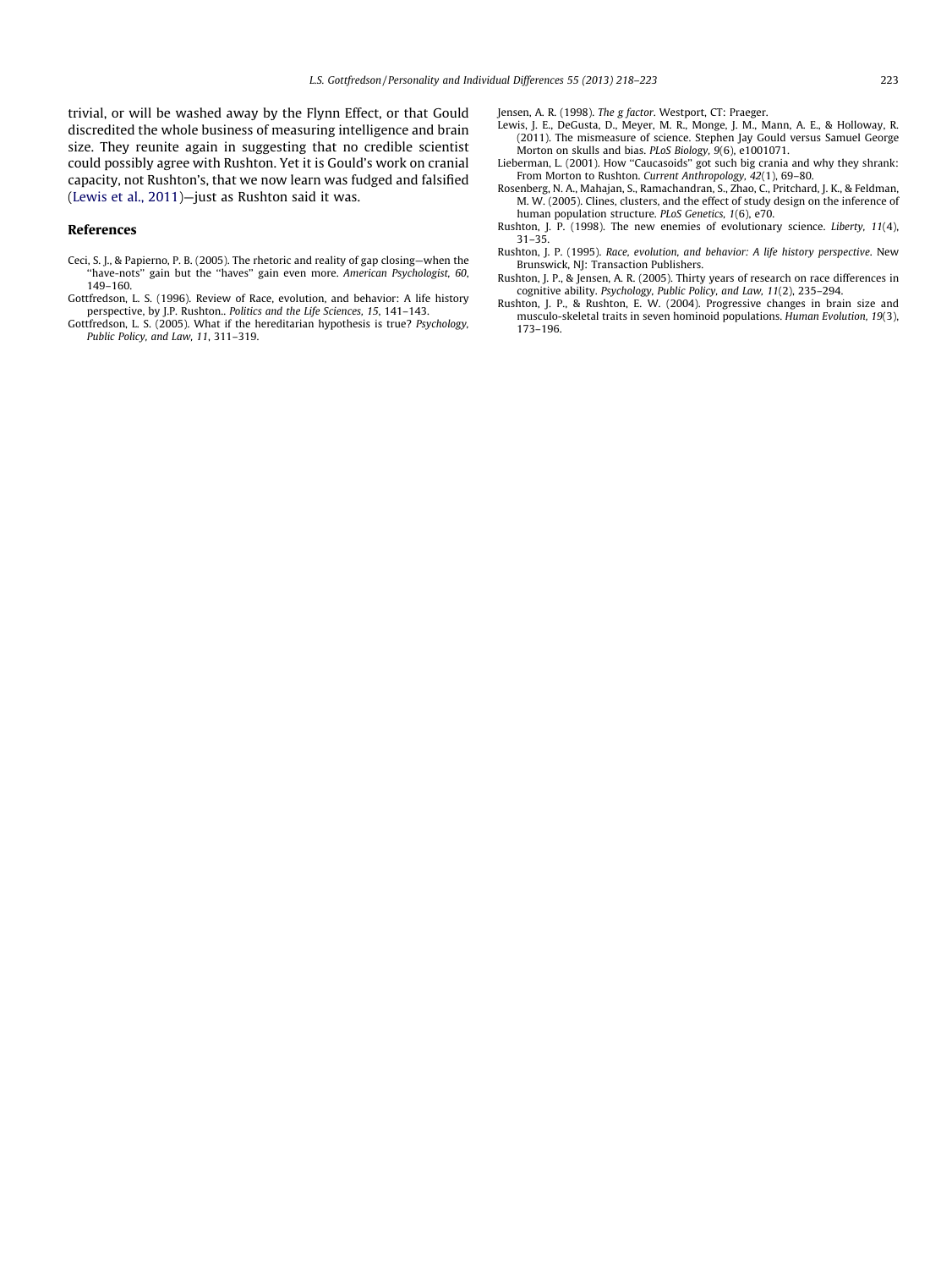trivial, or will be washed away by the Flynn Effect, or that Gould discredited the whole business of measuring intelligence and brain size. They reunite again in suggesting that no credible scientist could possibly agree with Rushton. Yet it is Gould's work on cranial capacity, not Rushton's, that we now learn was fudged and falsified (Lewis et al., 2011)—just as Rushton said it was.

## References

Ceci, S. J., & Papierno, P. B. (2005). The rhetoric and reality of gap closing—when the "have-nots" gain but the "haves" gain even more. *American Psychologist, 60*, 149–160.

Gottfredson, L. S. (1996). Review of Race, evolution, and behavior: A life history perspective, by J.P. Rushton.. *Politics and the Life Sciences, 15*, 141–143.

Gottfredson, L. S. (2005). What if the hereditarian hypothesis is true? *Psychology, Public Policy, and Law, 11*, 311–319.

Jensen, A. R. (1998). *The g factor*. Westport, CT: Praeger.

Lewis, J. E., DeGusta, D., Meyer, M. R., Monge, J. M., Mann, A. E., & Holloway, R. (2011). The mismeasure of science. Stephen Jay Gould versus Samuel George Morton on skulls and bias. *PLoS Biology, 9*(6), e1001071.

Lieberman, L. (2001). How "Caucasoids" got such big crania and why they shrank: From Morton to Rushton. *Current Anthropology, 42*(1), 69–80.

Rosenberg, N. A., Mahajan, S., Ramachandran, S., Zhao, C., Pritchard, J. K., & Feldman, M. W. (2005). Clines, clusters, and the effect of study design on the inference of human population structure. *PLoS Genetics, 1*(6), e70.

Rushton, J. P. (1998). The new enemies of evolutionary science. *Liberty, 11*(4), 31–35.

Rushton, J. P. (1995). *Race, evolution, and behavior: A life history perspective*. New Brunswick, NJ: Transaction Publishers.

Rushton, J. P., & Jensen, A. R. (2005). Thirty years of research on race differences in cognitive ability. *Psychology, Public Policy, and Law, 11*(2), 235–294.

Rushton, J. P., & Rushton, E. W. (2004). Progressive changes in brain size and musculo-skeletal traits in seven hominoid populations. *Human Evolution, 19*(3), 173–196.